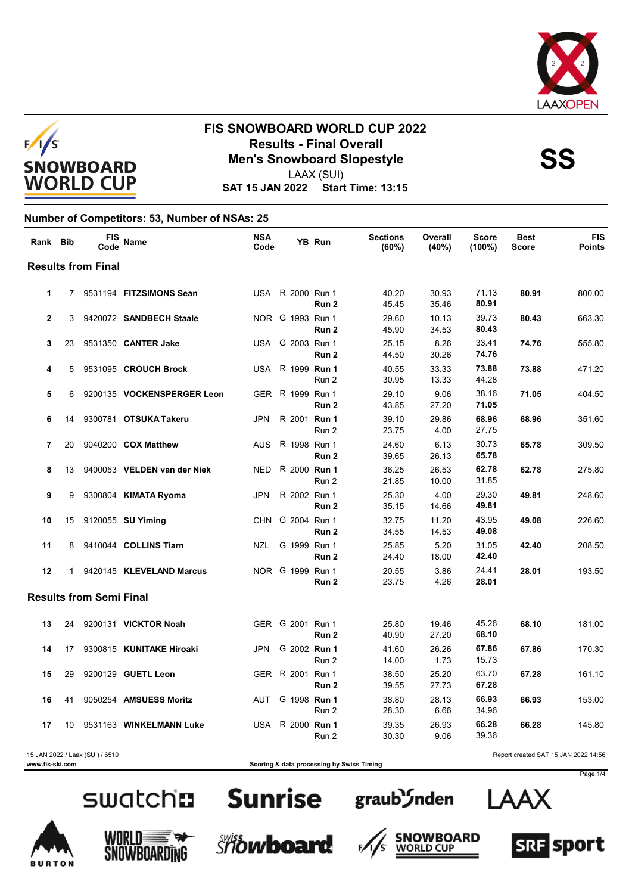# FIS SNOWBOARD WORLD CUP 2022

## Results - Final Overall

## Men's Snowboard Slopestyle

LAAX (SUI)

**SAT 15 JAN 2022 Start Time: 13:15**

**SS**

**Number of Competitors: 53, Number of NSAs: 25**

| Rank | Bib | FIS Code | Name | NSA Code | | YB | Run | Sections (60%) | Overall (40%) | Score (100%) | Best Score | FIS Points |
|---|---|---|---|---|---|---|---|---|---|---|---|---|
| **Results from Final** | | | | | | | | | | | | |
| **1** | 7 | 9531194 | **FITZSIMONS Sean** | USA | R | 2000 | Run 1 | 40.20 | 30.93 | 71.13 | **80.91** | 800.00 |
| | | | | | | | **Run 2** | 45.45 | 35.46 | **80.91** | | |
| **2** | 3 | 9420072 | **SANDBECH Staale** | NOR | G | 1993 | Run 1 | 29.60 | 10.13 | 39.73 | **80.43** | 663.30 |
| | | | | | | | **Run 2** | 45.90 | 34.53 | **80.43** | | |
| **3** | 23 | 9531350 | **CANTER Jake** | USA | G | 2003 | Run 1 | 25.15 | 8.26 | 33.41 | **74.76** | 555.80 |
| | | | | | | | **Run 2** | 44.50 | 30.26 | **74.76** | | |
| **4** | 5 | 9531095 | **CROUCH Brock** | USA | R | 1999 | **Run 1** | 40.55 | 33.33 | **73.88** | **73.88** | 471.20 |
| | | | | | | | Run 2 | 30.95 | 13.33 | 44.28 | | |
| **5** | 6 | 9200135 | **VOCKENSPERGER Leon** | GER | R | 1999 | Run 1 | 29.10 | 9.06 | 38.16 | **71.05** | 404.50 |
| | | | | | | | **Run 2** | 43.85 | 27.20 | **71.05** | | |
| **6** | 14 | 9300781 | **OTSUKA Takeru** | JPN | R | 2001 | **Run 1** | 39.10 | 29.86 | **68.96** | **68.96** | 351.60 |
| | | | | | | | Run 2 | 23.75 | 4.00 | 27.75 | | |
| **7** | 20 | 9040200 | **COX Matthew** | AUS | R | 1998 | Run 1 | 24.60 | 6.13 | 30.73 | **65.78** | 309.50 |
| | | | | | | | **Run 2** | 39.65 | 26.13 | **65.78** | | |
| **8** | 13 | 9400053 | **VELDEN van der Niek** | NED | R | 2000 | **Run 1** | 36.25 | 26.53 | **62.78** | **62.78** | 275.80 |
| | | | | | | | Run 2 | 21.85 | 10.00 | 31.85 | | |
| **9** | 9 | 9300804 | **KIMATA Ryoma** | JPN | R | 2002 | Run 1 | 25.30 | 4.00 | 29.30 | **49.81** | 248.60 |
| | | | | | | | **Run 2** | 35.15 | 14.66 | **49.81** | | |
| **10** | 15 | 9120055 | **SU Yiming** | CHN | G | 2004 | Run 1 | 32.75 | 11.20 | 43.95 | **49.08** | 226.60 |
| | | | | | | | **Run 2** | 34.55 | 14.53 | **49.08** | | |
| **11** | 8 | 9410044 | **COLLINS Tiarn** | NZL | G | 1999 | Run 1 | 25.85 | 5.20 | 31.05 | **42.40** | 208.50 |
| | | | | | | | **Run 2** | 24.40 | 18.00 | **42.40** | | |
| **12** | 1 | 9420145 | **KLEVELAND Marcus** | NOR | G | 1999 | Run 1 | 20.55 | 3.86 | 24.41 | **28.01** | 193.50 |
| | | | | | | | **Run 2** | 23.75 | 4.26 | **28.01** | | |
| **Results from Semi Final** | | | | | | | | | | | | |
| **13** | 24 | 9200131 | **VICKTOR Noah** | GER | G | 2001 | Run 1 | 25.80 | 19.46 | 45.26 | **68.10** | 181.00 |
| | | | | | | | **Run 2** | 40.90 | 27.20 | **68.10** | | |
| **14** | 17 | 9300815 | **KUNITAKE Hiroaki** | JPN | G | 2002 | **Run 1** | 41.60 | 26.26 | **67.86** | **67.86** | 170.30 |
| | | | | | | | Run 2 | 14.00 | 1.73 | 15.73 | | |
| **15** | 29 | 9200129 | **GUETL Leon** | GER | R | 2001 | Run 1 | 38.50 | 25.20 | 63.70 | **67.28** | 161.10 |
| | | | | | | | **Run 2** | 39.55 | 27.73 | **67.28** | | |
| **16** | 41 | 9050254 | **AMSUESS Moritz** | AUT | G | 1998 | **Run 1** | 38.80 | 28.13 | **66.93** | **66.93** | 153.00 |
| | | | | | | | Run 2 | 28.30 | 6.66 | 34.96 | | |
| **17** | 10 | 9531163 | **WINKELMANN Luke** | USA | R | 2000 | **Run 1** | 39.35 | 26.93 | **66.28** | **66.28** | 145.80 |
| | | | | | | | Run 2 | 30.30 | 9.06 | 39.36 | | |

15 JAN 2022 / Laax (SUI) / 6510

Report created SAT 15 JAN 2022 14:56

www.fis-ski.com

Scoring & data processing by Swiss Timing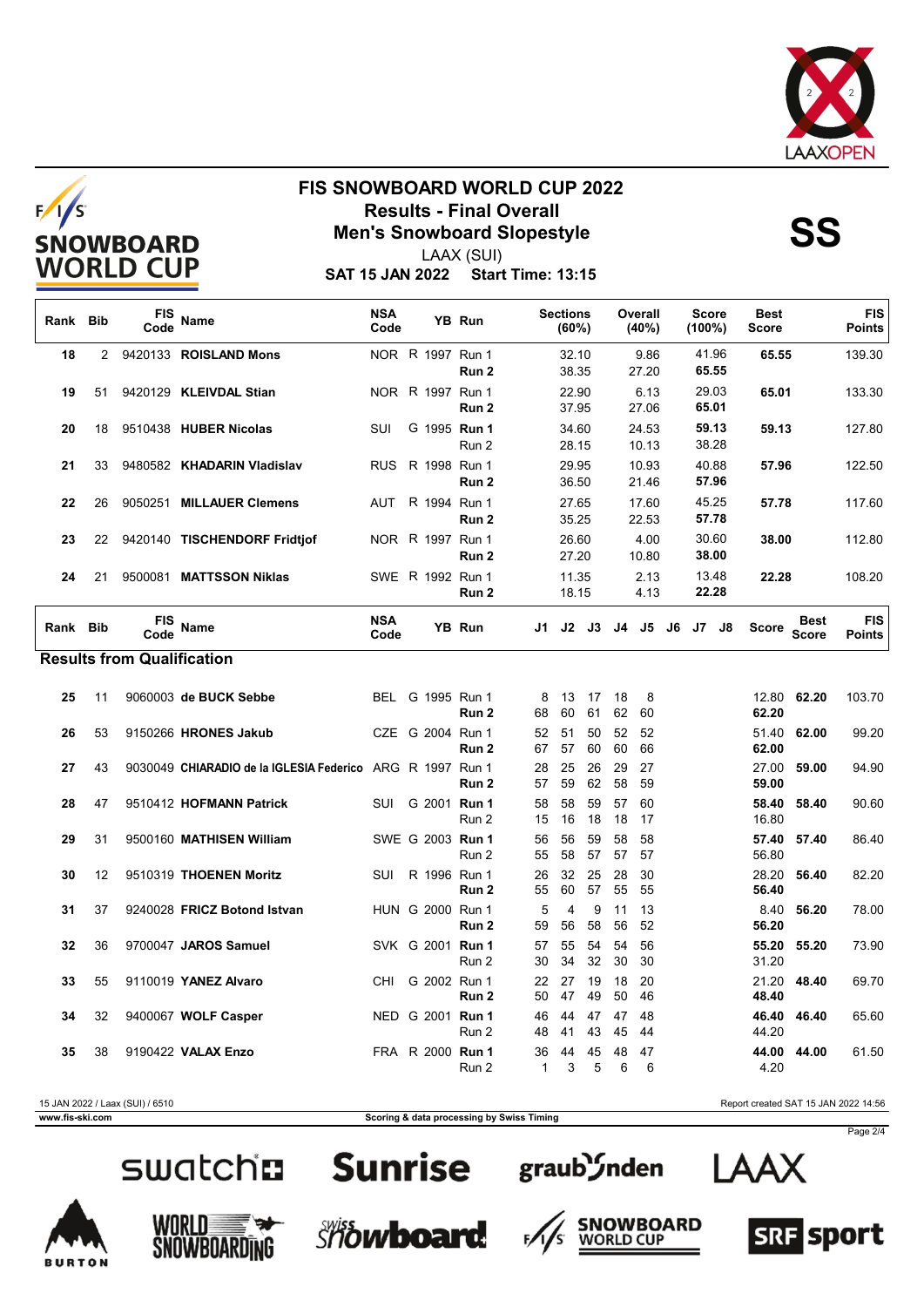# FIS SNOWBOARD WORLD CUP 2022

## Results - Final Overall

## Men's Snowboard Slopestyle

LAAX (SUI)

**SAT 15 JAN 2022 Start Time: 13:15**

**SS**

| Rank | Bib | FIS Code | Name | NSA Code | | YB | Run | Sections (60%) | Overall (40%) | Score (100%) | Best Score | FIS Points |
|---|---|---|---|---|---|---|---|---|---|---|---|---|
| 18 | 2 | 9420133 | **ROISLAND Mons** | NOR | R | 1997 | Run 1 | 32.10 | 9.86 | 41.96 | **65.55** | 139.30 |
| | | | | | | | **Run 2** | 38.35 | 27.20 | **65.55** | | |
| 19 | 51 | 9420129 | **KLEIVDAL Stian** | NOR | R | 1997 | Run 1 | 22.90 | 6.13 | 29.03 | **65.01** | 133.30 |
| | | | | | | | **Run 2** | 37.95 | 27.06 | **65.01** | | |
| 20 | 18 | 9510438 | **HUBER Nicolas** | SUI | G | 1995 | **Run 1** | 34.60 | 24.53 | **59.13** | **59.13** | 127.80 |
| | | | | | | | Run 2 | 28.15 | 10.13 | 38.28 | | |
| 21 | 33 | 9480582 | **KHADARIN Vladislav** | RUS | R | 1998 | Run 1 | 29.95 | 10.93 | 40.88 | **57.96** | 122.50 |
| | | | | | | | **Run 2** | 36.50 | 21.46 | **57.96** | | |
| 22 | 26 | 9050251 | **MILLAUER Clemens** | AUT | R | 1994 | Run 1 | 27.65 | 17.60 | 45.25 | **57.78** | 117.60 |
| | | | | | | | **Run 2** | 35.25 | 22.53 | **57.78** | | |
| 23 | 22 | 9420140 | **TISCHENDORF Fridtjof** | NOR | R | 1997 | Run 1 | 26.60 | 4.00 | 30.60 | **38.00** | 112.80 |
| | | | | | | | **Run 2** | 27.20 | 10.80 | **38.00** | | |
| 24 | 21 | 9500081 | **MATTSSON Niklas** | SWE | R | 1992 | Run 1 | 11.35 | 2.13 | 13.48 | **22.28** | 108.20 |
| | | | | | | | **Run 2** | 18.15 | 4.13 | **22.28** | | |

### Results from Qualification

| Rank | Bib | FIS Code | Name | NSA Code | | YB | Run | J1 | J2 | J3 | J4 | J5 | J6 | J7 | J8 | Score | Best Score | FIS Points |
|---|---|---|---|---|---|---|---|---|---|---|---|---|---|---|---|---|---|---|
| 25 | 11 | 9060003 | **de BUCK Sebbe** | BEL | G | 1995 | Run 1 | 8 | 13 | 17 | 18 | 8 | | | | 12.80 | **62.20** | 103.70 |
| | | | | | | | **Run 2** | 68 | 60 | 61 | 62 | 60 | | | | **62.20** | | |
| 26 | 53 | 9150266 | **HRONES Jakub** | CZE | G | 2004 | Run 1 | 52 | 51 | 50 | 52 | 52 | | | | 51.40 | **62.00** | 99.20 |
| | | | | | | | **Run 2** | 67 | 57 | 60 | 60 | 66 | | | | **62.00** | | |
| 27 | 43 | 9030049 | **CHIARADIO de la IGLESIA Federico** | ARG | R | 1997 | Run 1 | 28 | 25 | 26 | 29 | 27 | | | | 27.00 | **59.00** | 94.90 |
| | | | | | | | **Run 2** | 57 | 59 | 62 | 58 | 59 | | | | **59.00** | | |
| 28 | 47 | 9510412 | **HOFMANN Patrick** | SUI | G | 2001 | **Run 1** | 58 | 58 | 59 | 57 | 60 | | | | **58.40** | **58.40** | 90.60 |
| | | | | | | | Run 2 | 15 | 16 | 18 | 18 | 17 | | | | 16.80 | | |
| 29 | 31 | 9500160 | **MATHISEN William** | SWE | G | 2003 | **Run 1** | 56 | 56 | 59 | 58 | 58 | | | | **57.40** | **57.40** | 86.40 |
| | | | | | | | Run 2 | 55 | 58 | 57 | 57 | 57 | | | | 56.80 | | |
| 30 | 12 | 9510319 | **THOENEN Moritz** | SUI | R | 1996 | Run 1 | 26 | 32 | 25 | 28 | 30 | | | | 28.20 | **56.40** | 82.20 |
| | | | | | | | **Run 2** | 55 | 60 | 57 | 55 | 55 | | | | **56.40** | | |
| 31 | 37 | 9240028 | **FRICZ Botond Istvan** | HUN | G | 2000 | Run 1 | 5 | 4 | 9 | 11 | 13 | | | | 8.40 | **56.20** | 78.00 |
| | | | | | | | **Run 2** | 59 | 56 | 58 | 56 | 52 | | | | **56.20** | | |
| 32 | 36 | 9700047 | **JAROS Samuel** | SVK | G | 2001 | **Run 1** | 57 | 55 | 54 | 54 | 56 | | | | **55.20** | **55.20** | 73.90 |
| | | | | | | | Run 2 | 30 | 34 | 32 | 30 | 30 | | | | 31.20 | | |
| 33 | 55 | 9110019 | **YANEZ Alvaro** | CHI | G | 2002 | Run 1 | 22 | 27 | 19 | 18 | 20 | | | | 21.20 | **48.40** | 69.70 |
| | | | | | | | **Run 2** | 50 | 47 | 49 | 50 | 46 | | | | **48.40** | | |
| 34 | 32 | 9400067 | **WOLF Casper** | NED | G | 2001 | **Run 1** | 46 | 44 | 47 | 47 | 48 | | | | **46.40** | **46.40** | 65.60 |
| | | | | | | | Run 2 | 48 | 41 | 43 | 45 | 44 | | | | 44.20 | | |
| 35 | 38 | 9190422 | **VALAX Enzo** | FRA | R | 2000 | **Run 1** | 36 | 44 | 45 | 48 | 47 | | | | **44.00** | **44.00** | 61.50 |
| | | | | | | | Run 2 | 1 | 3 | 5 | 6 | 6 | | | | 4.20 | | |

15 JAN 2022 / Laax (SUI) / 6510

Report created SAT 15 JAN 2022 14:56

www.fis-ski.com

Scoring & data processing by Swiss Timing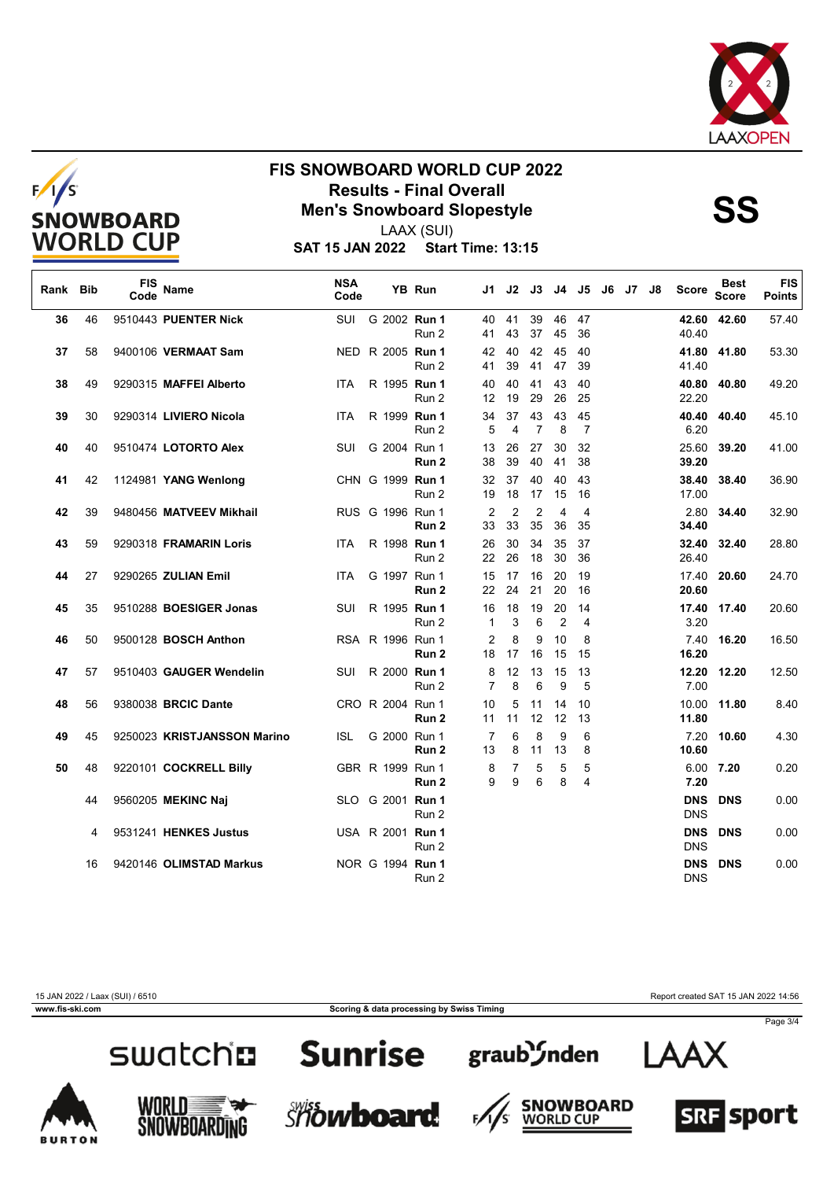# FIS SNOWBOARD WORLD CUP 2022

## Results - Final Overall

## Men's Snowboard Slopestyle

**SS**

LAAX (SUI)

**SAT 15 JAN 2022 Start Time: 13:15**

| Rank | Bib | FIS Code | Name | NSA Code | YB | Run | J1 | J2 | J3 | J4 | J5 | J6 | J7 | J8 | Score | Best Score | FIS Points |
|---|---|---|---|---|---|---|---|---|---|---|---|---|---|---|---|---|---|
| 36 | 46 | 9510443 | **PUENTER Nick** | SUI | G 2002 | **Run 1** | 40 | 41 | 39 | 46 | 47 | | | | **42.60** | **42.60** | 57.40 |
| | | | | | | Run 2 | 41 | 43 | 37 | 45 | 36 | | | | 40.40 | | |
| 37 | 58 | 9400106 | **VERMAAT Sam** | NED | R 2005 | **Run 1** | 42 | 40 | 42 | 45 | 40 | | | | **41.80** | **41.80** | 53.30 |
| | | | | | | Run 2 | 41 | 39 | 41 | 47 | 39 | | | | 41.40 | | |
| 38 | 49 | 9290315 | **MAFFEI Alberto** | ITA | R 1995 | **Run 1** | 40 | 40 | 41 | 43 | 40 | | | | **40.80** | **40.80** | 49.20 |
| | | | | | | Run 2 | 12 | 19 | 29 | 26 | 25 | | | | 22.20 | | |
| 39 | 30 | 9290314 | **LIVIERO Nicola** | ITA | R 1999 | **Run 1** | 34 | 37 | 43 | 43 | 45 | | | | **40.40** | **40.40** | 45.10 |
| | | | | | | Run 2 | 5 | 4 | 7 | 8 | 7 | | | | 6.20 | | |
| 40 | 40 | 9510474 | **LOTORTO Alex** | SUI | G 2004 | Run 1 | 13 | 26 | 27 | 30 | 32 | | | | 25.60 | **39.20** | 41.00 |
| | | | | | | **Run 2** | 38 | 39 | 40 | 41 | 38 | | | | **39.20** | | |
| 41 | 42 | 1124981 | **YANG Wenlong** | CHN | G 1999 | **Run 1** | 32 | 37 | 40 | 40 | 43 | | | | **38.40** | **38.40** | 36.90 |
| | | | | | | Run 2 | 19 | 18 | 17 | 15 | 16 | | | | 17.00 | | |
| 42 | 39 | 9480456 | **MATVEEV Mikhail** | RUS | G 1996 | Run 1 | 2 | 2 | 2 | 4 | 4 | | | | 2.80 | **34.40** | 32.90 |
| | | | | | | **Run 2** | 33 | 33 | 35 | 36 | 35 | | | | **34.40** | | |
| 43 | 59 | 9290318 | **FRAMARIN Loris** | ITA | R 1998 | **Run 1** | 26 | 30 | 34 | 35 | 37 | | | | **32.40** | **32.40** | 28.80 |
| | | | | | | Run 2 | 22 | 26 | 18 | 30 | 36 | | | | 26.40 | | |
| 44 | 27 | 9290265 | **ZULIAN Emil** | ITA | G 1997 | Run 1 | 15 | 17 | 16 | 20 | 19 | | | | 17.40 | **20.60** | 24.70 |
| | | | | | | **Run 2** | 22 | 24 | 21 | 20 | 16 | | | | **20.60** | | |
| 45 | 35 | 9510288 | **BOESIGER Jonas** | SUI | R 1995 | **Run 1** | 16 | 18 | 19 | 20 | 14 | | | | **17.40** | **17.40** | 20.60 |
| | | | | | | Run 2 | 1 | 3 | 6 | 2 | 4 | | | | 3.20 | | |
| 46 | 50 | 9500128 | **BOSCH Anthon** | RSA | R 1996 | Run 1 | 2 | 8 | 9 | 10 | 8 | | | | 7.40 | **16.20** | 16.50 |
| | | | | | | **Run 2** | 18 | 17 | 16 | 15 | 15 | | | | **16.20** | | |
| 47 | 57 | 9510403 | **GAUGER Wendelin** | SUI | R 2000 | **Run 1** | 8 | 12 | 13 | 15 | 13 | | | | **12.20** | **12.20** | 12.50 |
| | | | | | | Run 2 | 7 | 8 | 6 | 9 | 5 | | | | 7.00 | | |
| 48 | 56 | 9380038 | **BRCIC Dante** | CRO | R 2004 | Run 1 | 10 | 5 | 11 | 14 | 10 | | | | 10.00 | **11.80** | 8.40 |
| | | | | | | **Run 2** | 11 | 11 | 12 | 12 | 13 | | | | **11.80** | | |
| 49 | 45 | 9250023 | **KRISTJANSSON Marino** | ISL | G 2000 | Run 1 | 7 | 6 | 8 | 9 | 6 | | | | 7.20 | **10.60** | 4.30 |
| | | | | | | **Run 2** | 13 | 8 | 11 | 13 | 8 | | | | **10.60** | | |
| 50 | 48 | 9220101 | **COCKRELL Billy** | GBR | R 1999 | Run 1 | 8 | 7 | 5 | 5 | 5 | | | | 6.00 | **7.20** | 0.20 |
| | | | | | | **Run 2** | 9 | 9 | 6 | 8 | 4 | | | | **7.20** | | |
| | 44 | 9560205 | **MEKINC Naj** | SLO | G 2001 | **Run 1** | | | | | | | | | **DNS** | **DNS** | 0.00 |
| | | | | | | Run 2 | | | | | | | | | DNS | | |
| | 4 | 9531241 | **HENKES Justus** | USA | R 2001 | **Run 1** | | | | | | | | | **DNS** | **DNS** | 0.00 |
| | | | | | | Run 2 | | | | | | | | | DNS | | |
| | 16 | 9420146 | **OLIMSTAD Markus** | NOR | G 1994 | **Run 1** | | | | | | | | | **DNS** | **DNS** | 0.00 |
| | | | | | | Run 2 | | | | | | | | | DNS | | |

15 JAN 2022 / Laax (SUI) / 6510 — Report created SAT 15 JAN 2022 14:56

www.fis-ski.com — Scoring & data processing by Swiss Timing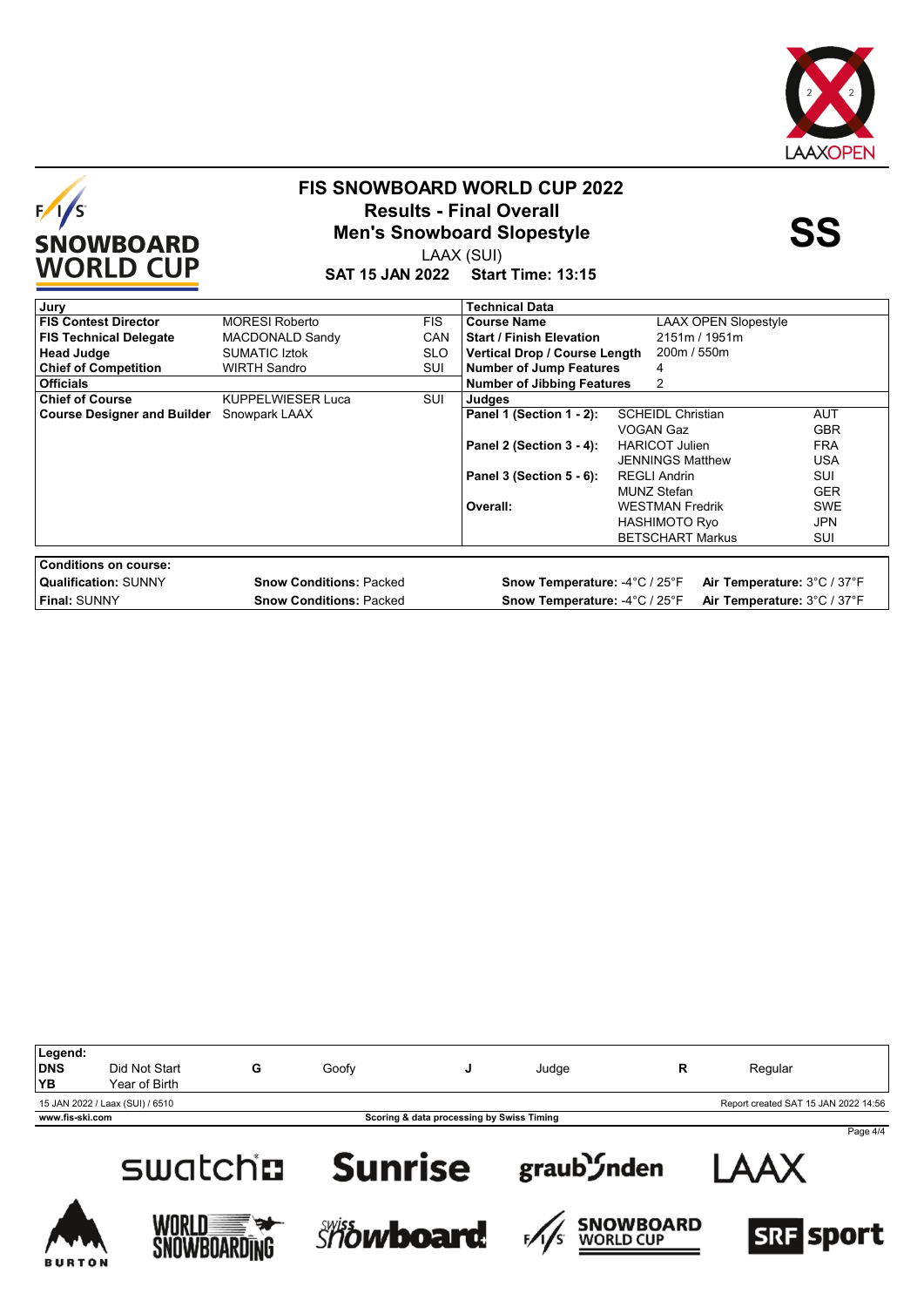# FIS SNOWBOARD WORLD CUP 2022

## Results - Final Overall

## Men's Snowboard Slopestyle

**SS**

LAAX (SUI)

**SAT 15 JAN 2022 Start Time: 13:15**

| Jury | | |
|---|---|---|
| **FIS Contest Director** | MORESI Roberto | FIS |
| **FIS Technical Delegate** | MACDONALD Sandy | CAN |
| **Head Judge** | SUMATIC Iztok | SLO |
| **Chief of Competition** | WIRTH Sandro | SUI |
| **Officials** | | |
| **Chief of Course** | KUPPELWIESER Luca | SUI |
| **Course Designer and Builder** | Snowpark LAAX | |

| Technical Data | |
|---|---|
| **Course Name** | LAAX OPEN Slopestyle |
| **Start / Finish Elevation** | 2151m / 1951m |
| **Vertical Drop / Course Length** | 200m / 550m |
| **Number of Jump Features** | 4 |
| **Number of Jibbing Features** | 2 |

| Judges | | |
|---|---|---|
| **Panel 1 (Section 1 - 2):** | SCHEIDL Christian | AUT |
| | VOGAN Gaz | GBR |
| **Panel 2 (Section 3 - 4):** | HARICOT Julien | FRA |
| | JENNINGS Matthew | USA |
| **Panel 3 (Section 5 - 6):** | REGLI Andrin | SUI |
| | MUNZ Stefan | GER |
| **Overall:** | WESTMAN Fredrik | SWE |
| | HASHIMOTO Ryo | JPN |
| | BETSCHART Markus | SUI |

| Conditions on course: | | | |
|---|---|---|---|
| **Qualification:** SUNNY | **Snow Conditions:** Packed | **Snow Temperature:** -4°C / 25°F | **Air Temperature:** 3°C / 37°F |
| **Final:** SUNNY | **Snow Conditions:** Packed | **Snow Temperature:** -4°C / 25°F | **Air Temperature:** 3°C / 37°F |

| Legend: | | | | | | | |
|---|---|---|---|---|---|---|---|
| **DNS** | Did Not Start | **G** | Goofy | **J** | Judge | **R** | Regular |
| **YB** | Year of Birth | | | | | | |

15 JAN 2022 / Laax (SUI) / 6510

Report created SAT 15 JAN 2022 14:56

www.fis-ski.com

Scoring & data processing by Swiss Timing